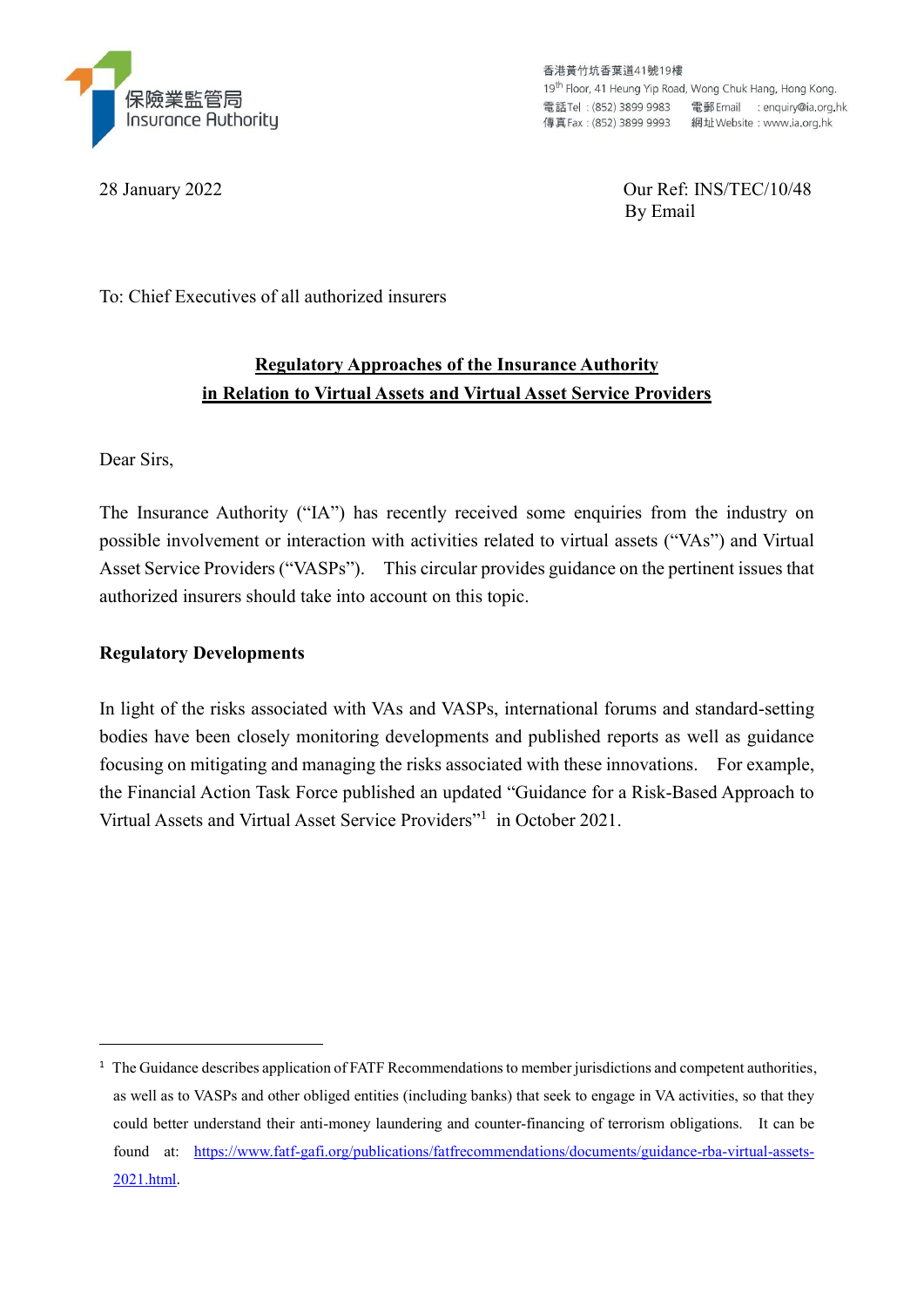保險業監管局
Insurance Authority

香港黃竹坑香葉道41號19樓
19th Floor, 41 Heung Yip Road, Wong Chuk Hang, Hong Kong.
電話Tel : (852) 3899 9983 電郵Email : enquiry@ia.org.hk
傳真Fax : (852) 3899 9993 網址Website : www.ia.org.hk

28 January 2022

Our Ref: INS/TEC/10/48
By Email

To: Chief Executives of all authorized insurers

**Regulatory Approaches of the Insurance Authority**
**in Relation to Virtual Assets and Virtual Asset Service Providers**

Dear Sirs,

The Insurance Authority ("IA") has recently received some enquiries from the industry on possible involvement or interaction with activities related to virtual assets ("VAs") and Virtual Asset Service Providers ("VASPs"). This circular provides guidance on the pertinent issues that authorized insurers should take into account on this topic.

**Regulatory Developments**

In light of the risks associated with VAs and VASPs, international forums and standard-setting bodies have been closely monitoring developments and published reports as well as guidance focusing on mitigating and managing the risks associated with these innovations. For example, the Financial Action Task Force published an updated "Guidance for a Risk-Based Approach to Virtual Assets and Virtual Asset Service Providers"[1] in October 2021.

---

[1] The Guidance describes application of FATF Recommendations to member jurisdictions and competent authorities, as well as to VASPs and other obliged entities (including banks) that seek to engage in VA activities, so that they could better understand their anti-money laundering and counter-financing of terrorism obligations. It can be found at: https://www.fatf-gafi.org/publications/fatfrecommendations/documents/guidance-rba-virtual-assets-2021.html.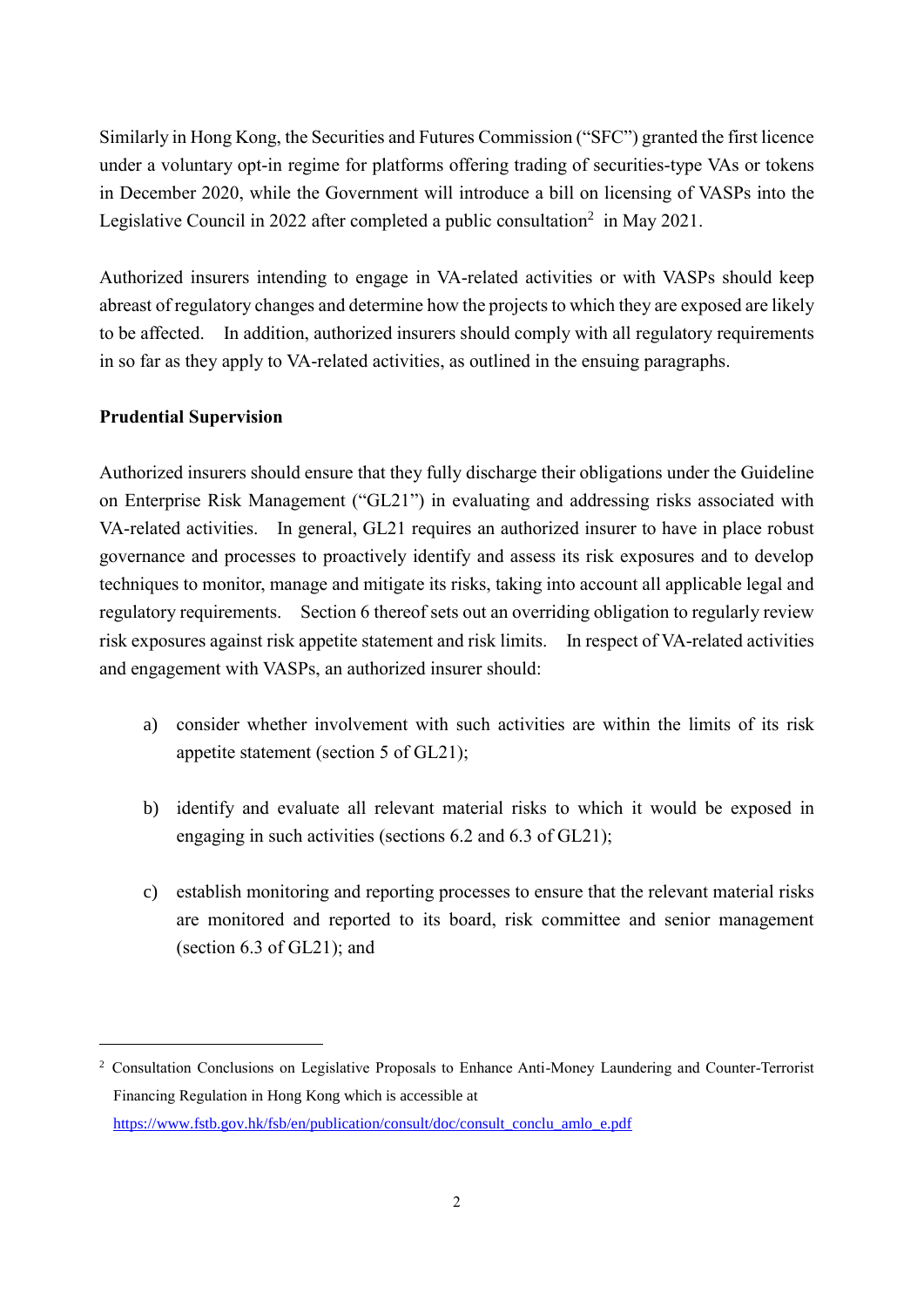Similarly in Hong Kong, the Securities and Futures Commission ("SFC") granted the first licence under a voluntary opt-in regime for platforms offering trading of securities-type VAs or tokens in December 2020, while the Government will introduce a bill on licensing of VASPs into the Legislative Council in 2022 after completed a public consultation[2] in May 2021.

Authorized insurers intending to engage in VA-related activities or with VASPs should keep abreast of regulatory changes and determine how the projects to which they are exposed are likely to be affected. In addition, authorized insurers should comply with all regulatory requirements in so far as they apply to VA-related activities, as outlined in the ensuing paragraphs.

**Prudential Supervision**

Authorized insurers should ensure that they fully discharge their obligations under the Guideline on Enterprise Risk Management ("GL21") in evaluating and addressing risks associated with VA-related activities. In general, GL21 requires an authorized insurer to have in place robust governance and processes to proactively identify and assess its risk exposures and to develop techniques to monitor, manage and mitigate its risks, taking into account all applicable legal and regulatory requirements. Section 6 thereof sets out an overriding obligation to regularly review risk exposures against risk appetite statement and risk limits. In respect of VA-related activities and engagement with VASPs, an authorized insurer should:

a) consider whether involvement with such activities are within the limits of its risk appetite statement (section 5 of GL21);

b) identify and evaluate all relevant material risks to which it would be exposed in engaging in such activities (sections 6.2 and 6.3 of GL21);

c) establish monitoring and reporting processes to ensure that the relevant material risks are monitored and reported to its board, risk committee and senior management (section 6.3 of GL21); and

---

[2] Consultation Conclusions on Legislative Proposals to Enhance Anti-Money Laundering and Counter-Terrorist Financing Regulation in Hong Kong which is accessible at https://www.fstb.gov.hk/fsb/en/publication/consult/doc/consult_conclu_amlo_e.pdf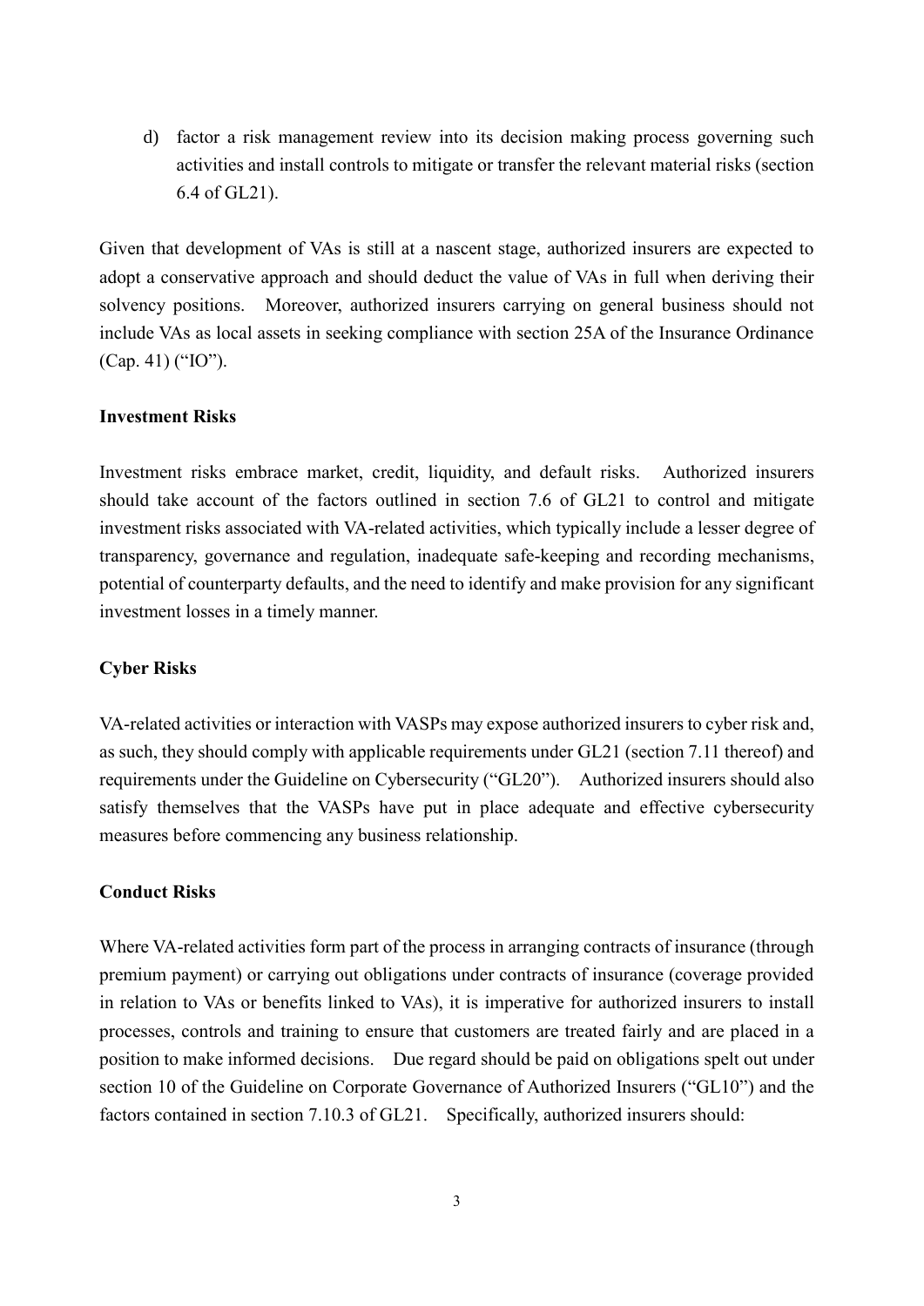d) factor a risk management review into its decision making process governing such activities and install controls to mitigate or transfer the relevant material risks (section 6.4 of GL21).

Given that development of VAs is still at a nascent stage, authorized insurers are expected to adopt a conservative approach and should deduct the value of VAs in full when deriving their solvency positions. Moreover, authorized insurers carrying on general business should not include VAs as local assets in seeking compliance with section 25A of the Insurance Ordinance (Cap. 41) ("IO").

**Investment Risks**

Investment risks embrace market, credit, liquidity, and default risks. Authorized insurers should take account of the factors outlined in section 7.6 of GL21 to control and mitigate investment risks associated with VA-related activities, which typically include a lesser degree of transparency, governance and regulation, inadequate safe-keeping and recording mechanisms, potential of counterparty defaults, and the need to identify and make provision for any significant investment losses in a timely manner.

**Cyber Risks**

VA-related activities or interaction with VASPs may expose authorized insurers to cyber risk and, as such, they should comply with applicable requirements under GL21 (section 7.11 thereof) and requirements under the Guideline on Cybersecurity ("GL20"). Authorized insurers should also satisfy themselves that the VASPs have put in place adequate and effective cybersecurity measures before commencing any business relationship.

**Conduct Risks**

Where VA-related activities form part of the process in arranging contracts of insurance (through premium payment) or carrying out obligations under contracts of insurance (coverage provided in relation to VAs or benefits linked to VAs), it is imperative for authorized insurers to install processes, controls and training to ensure that customers are treated fairly and are placed in a position to make informed decisions. Due regard should be paid on obligations spelt out under section 10 of the Guideline on Corporate Governance of Authorized Insurers ("GL10") and the factors contained in section 7.10.3 of GL21. Specifically, authorized insurers should: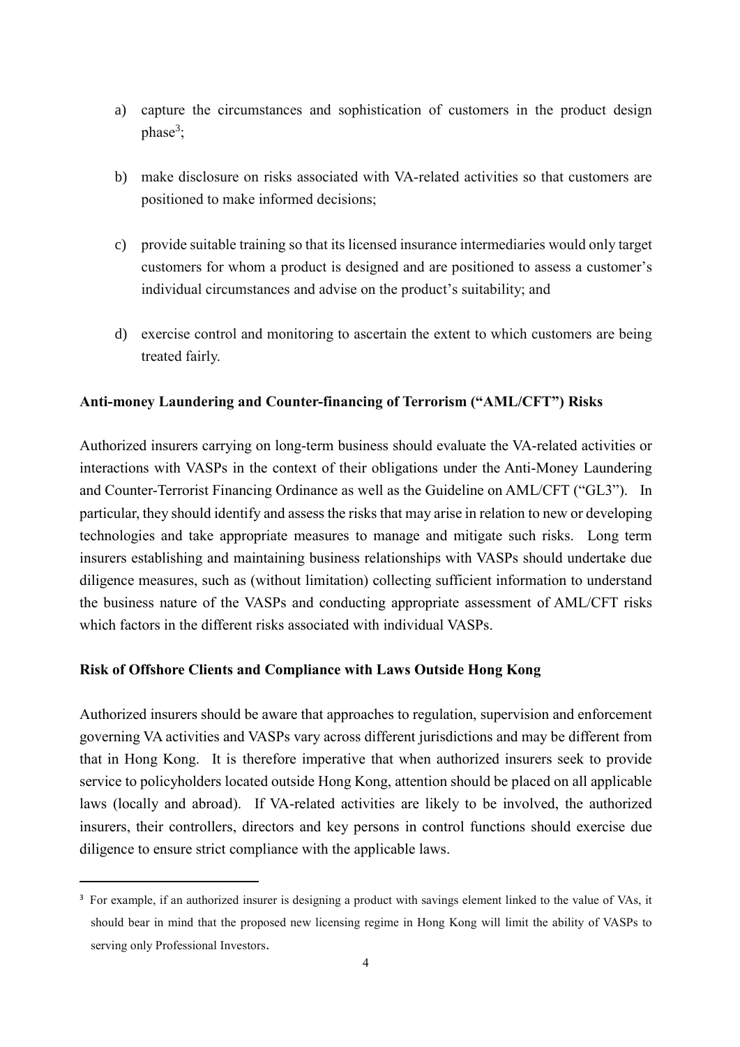a) capture the circumstances and sophistication of customers in the product design phase[3];

b) make disclosure on risks associated with VA-related activities so that customers are positioned to make informed decisions;

c) provide suitable training so that its licensed insurance intermediaries would only target customers for whom a product is designed and are positioned to assess a customer's individual circumstances and advise on the product's suitability; and

d) exercise control and monitoring to ascertain the extent to which customers are being treated fairly.

**Anti-money Laundering and Counter-financing of Terrorism ("AML/CFT") Risks**

Authorized insurers carrying on long-term business should evaluate the VA-related activities or interactions with VASPs in the context of their obligations under the Anti-Money Laundering and Counter-Terrorist Financing Ordinance as well as the Guideline on AML/CFT ("GL3"). In particular, they should identify and assess the risks that may arise in relation to new or developing technologies and take appropriate measures to manage and mitigate such risks. Long term insurers establishing and maintaining business relationships with VASPs should undertake due diligence measures, such as (without limitation) collecting sufficient information to understand the business nature of the VASPs and conducting appropriate assessment of AML/CFT risks which factors in the different risks associated with individual VASPs.

**Risk of Offshore Clients and Compliance with Laws Outside Hong Kong**

Authorized insurers should be aware that approaches to regulation, supervision and enforcement governing VA activities and VASPs vary across different jurisdictions and may be different from that in Hong Kong. It is therefore imperative that when authorized insurers seek to provide service to policyholders located outside Hong Kong, attention should be placed on all applicable laws (locally and abroad). If VA-related activities are likely to be involved, the authorized insurers, their controllers, directors and key persons in control functions should exercise due diligence to ensure strict compliance with the applicable laws.

---

[3] For example, if an authorized insurer is designing a product with savings element linked to the value of VAs, it should bear in mind that the proposed new licensing regime in Hong Kong will limit the ability of VASPs to serving only Professional Investors.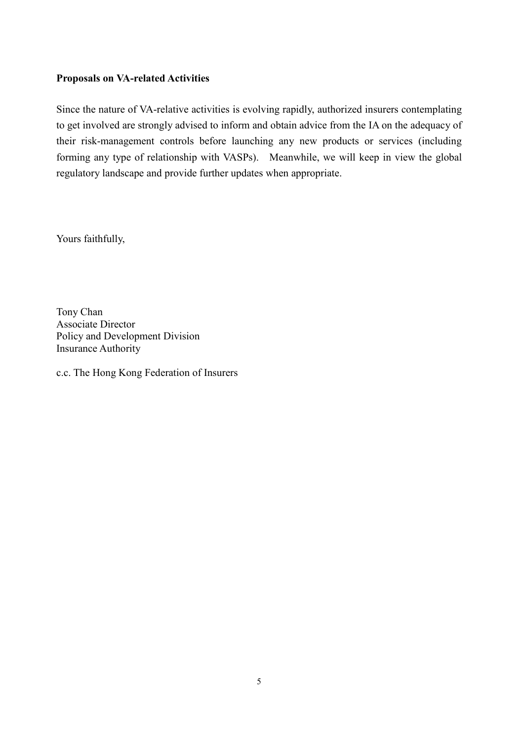**Proposals on VA-related Activities**

Since the nature of VA-relative activities is evolving rapidly, authorized insurers contemplating to get involved are strongly advised to inform and obtain advice from the IA on the adequacy of their risk-management controls before launching any new products or services (including forming any type of relationship with VASPs). Meanwhile, we will keep in view the global regulatory landscape and provide further updates when appropriate.

Yours faithfully,

Tony Chan
Associate Director
Policy and Development Division
Insurance Authority

c.c. The Hong Kong Federation of Insurers